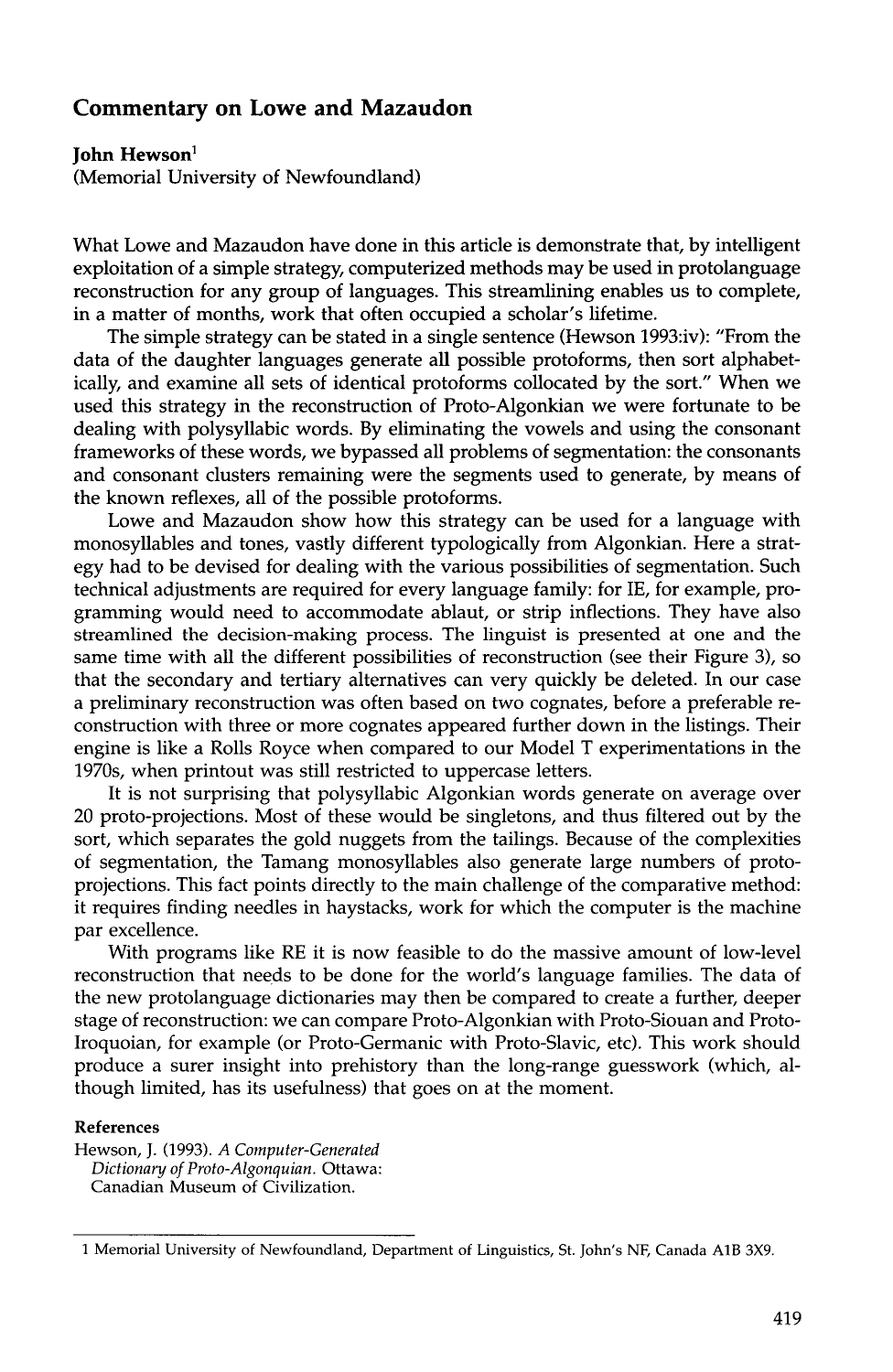# Commentary on Lowe and Mazaudon

**John Hewson**[1]
(Memorial University of Newfoundland)

What Lowe and Mazaudon have done in this article is demonstrate that, by intelligent exploitation of a simple strategy, computerized methods may be used in protolanguage reconstruction for any group of languages. This streamlining enables us to complete, in a matter of months, work that often occupied a scholar's lifetime.

The simple strategy can be stated in a single sentence (Hewson 1993:iv): "From the data of the daughter languages generate all possible protoforms, then sort alphabetically, and examine all sets of identical protoforms collocated by the sort." When we used this strategy in the reconstruction of Proto-Algonkian we were fortunate to be dealing with polysyllabic words. By eliminating the vowels and using the consonant frameworks of these words, we bypassed all problems of segmentation: the consonants and consonant clusters remaining were the segments used to generate, by means of the known reflexes, all of the possible protoforms.

Lowe and Mazaudon show how this strategy can be used for a language with monosyllables and tones, vastly different typologically from Algonkian. Here a strategy had to be devised for dealing with the various possibilities of segmentation. Such technical adjustments are required for every language family: for IE, for example, programming would need to accommodate ablaut, or strip inflections. They have also streamlined the decision-making process. The linguist is presented at one and the same time with all the different possibilities of reconstruction (see their Figure 3), so that the secondary and tertiary alternatives can very quickly be deleted. In our case a preliminary reconstruction was often based on two cognates, before a preferable reconstruction with three or more cognates appeared further down in the listings. Their engine is like a Rolls Royce when compared to our Model T experimentations in the 1970s, when printout was still restricted to uppercase letters.

It is not surprising that polysyllabic Algonkian words generate on average over 20 proto-projections. Most of these would be singletons, and thus filtered out by the sort, which separates the gold nuggets from the tailings. Because of the complexities of segmentation, the Tamang monosyllables also generate large numbers of proto-projections. This fact points directly to the main challenge of the comparative method: it requires finding needles in haystacks, work for which the computer is the machine par excellence.

With programs like RE it is now feasible to do the massive amount of low-level reconstruction that needs to be done for the world's language families. The data of the new protolanguage dictionaries may then be compared to create a further, deeper stage of reconstruction: we can compare Proto-Algonkian with Proto-Siouan and Proto-Iroquoian, for example (or Proto-Germanic with Proto-Slavic, etc). This work should produce a surer insight into prehistory than the long-range guesswork (which, although limited, has its usefulness) that goes on at the moment.

## References

Hewson, J. (1993). *A Computer-Generated Dictionary of Proto-Algonquian.* Ottawa: Canadian Museum of Civilization.

---

[1] Memorial University of Newfoundland, Department of Linguistics, St. John's NF, Canada A1B 3X9.